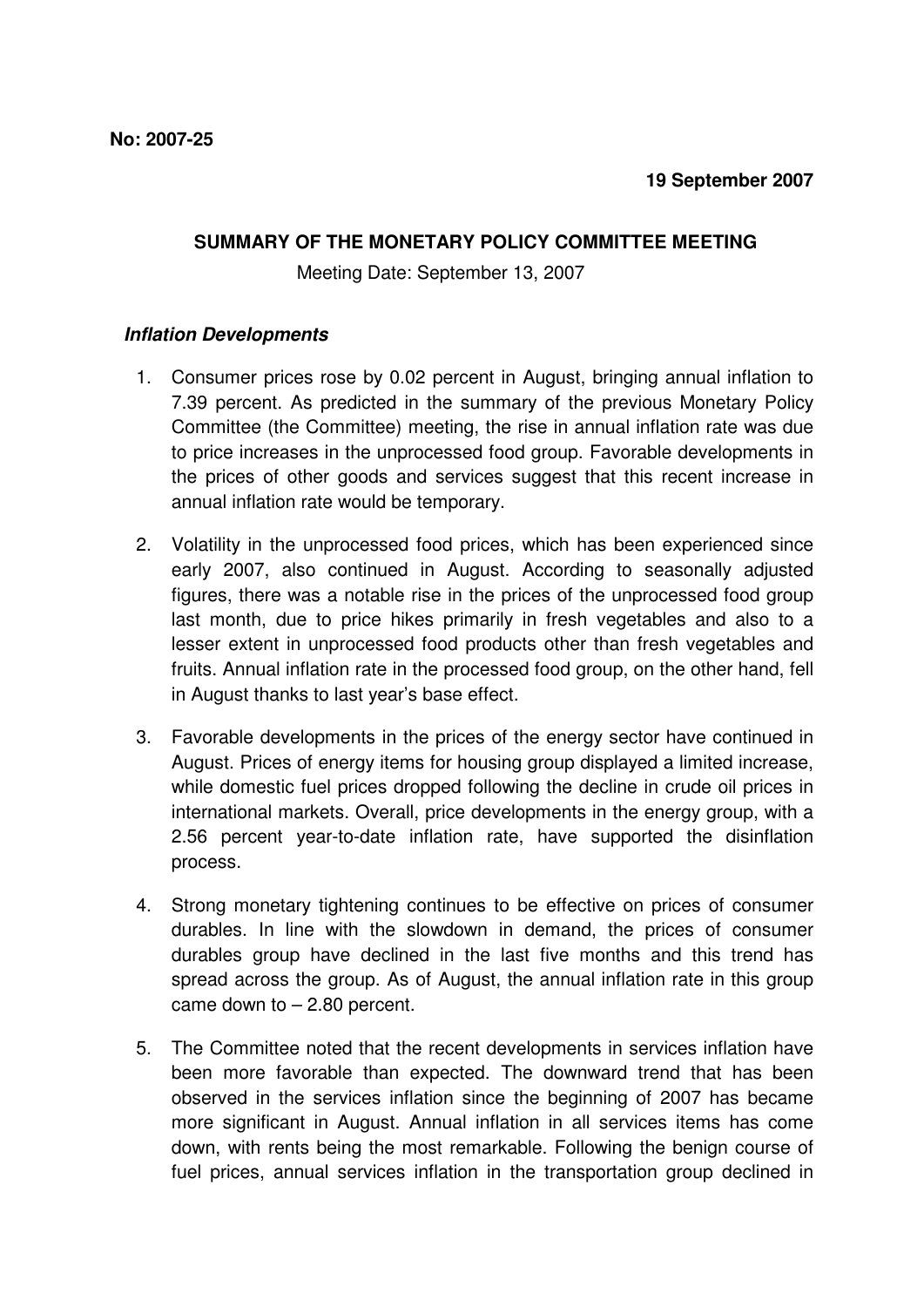**No: 2007-25**

**19 September 2007**

## SUMMARY OF THE MONETARY POLICY COMMITTEE MEETING

Meeting Date: September 13, 2007

### *Inflation Developments*

1. Consumer prices rose by 0.02 percent in August, bringing annual inflation to 7.39 percent. As predicted in the summary of the previous Monetary Policy Committee (the Committee) meeting, the rise in annual inflation rate was due to price increases in the unprocessed food group. Favorable developments in the prices of other goods and services suggest that this recent increase in annual inflation rate would be temporary.

2. Volatility in the unprocessed food prices, which has been experienced since early 2007, also continued in August. According to seasonally adjusted figures, there was a notable rise in the prices of the unprocessed food group last month, due to price hikes primarily in fresh vegetables and also to a lesser extent in unprocessed food products other than fresh vegetables and fruits. Annual inflation rate in the processed food group, on the other hand, fell in August thanks to last year's base effect.

3. Favorable developments in the prices of the energy sector have continued in August. Prices of energy items for housing group displayed a limited increase, while domestic fuel prices dropped following the decline in crude oil prices in international markets. Overall, price developments in the energy group, with a 2.56 percent year-to-date inflation rate, have supported the disinflation process.

4. Strong monetary tightening continues to be effective on prices of consumer durables. In line with the slowdown in demand, the prices of consumer durables group have declined in the last five months and this trend has spread across the group. As of August, the annual inflation rate in this group came down to – 2.80 percent.

5. The Committee noted that the recent developments in services inflation have been more favorable than expected. The downward trend that has been observed in the services inflation since the beginning of 2007 has became more significant in August. Annual inflation in all services items has come down, with rents being the most remarkable. Following the benign course of fuel prices, annual services inflation in the transportation group declined in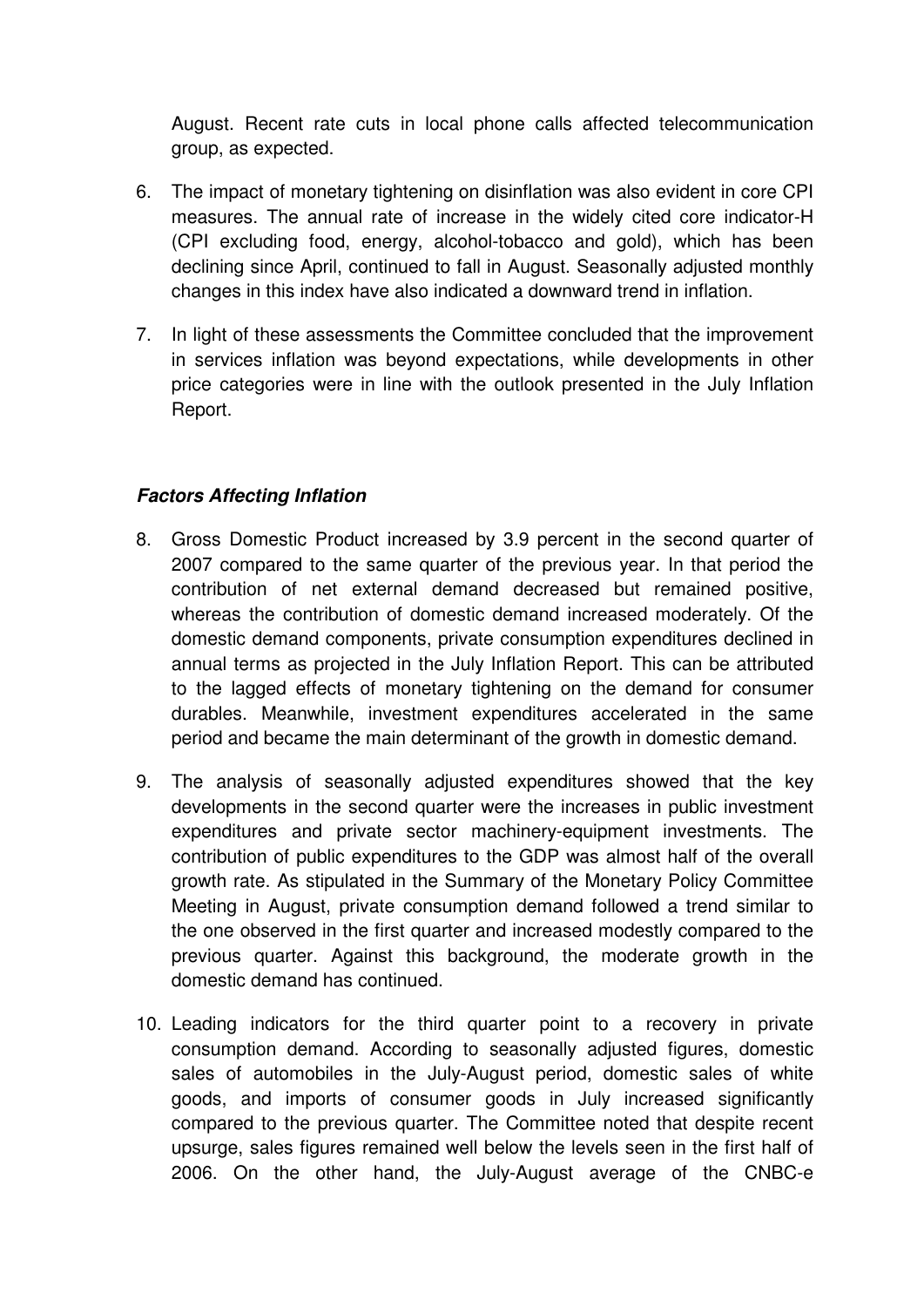August. Recent rate cuts in local phone calls affected telecommunication group, as expected.

6. The impact of monetary tightening on disinflation was also evident in core CPI measures. The annual rate of increase in the widely cited core indicator-H (CPI excluding food, energy, alcohol-tobacco and gold), which has been declining since April, continued to fall in August. Seasonally adjusted monthly changes in this index have also indicated a downward trend in inflation.

7. In light of these assessments the Committee concluded that the improvement in services inflation was beyond expectations, while developments in other price categories were in line with the outlook presented in the July Inflation Report.

### ***Factors Affecting Inflation***

8. Gross Domestic Product increased by 3.9 percent in the second quarter of 2007 compared to the same quarter of the previous year. In that period the contribution of net external demand decreased but remained positive, whereas the contribution of domestic demand increased moderately. Of the domestic demand components, private consumption expenditures declined in annual terms as projected in the July Inflation Report. This can be attributed to the lagged effects of monetary tightening on the demand for consumer durables. Meanwhile, investment expenditures accelerated in the same period and became the main determinant of the growth in domestic demand.

9. The analysis of seasonally adjusted expenditures showed that the key developments in the second quarter were the increases in public investment expenditures and private sector machinery-equipment investments. The contribution of public expenditures to the GDP was almost half of the overall growth rate. As stipulated in the Summary of the Monetary Policy Committee Meeting in August, private consumption demand followed a trend similar to the one observed in the first quarter and increased modestly compared to the previous quarter. Against this background, the moderate growth in the domestic demand has continued.

10. Leading indicators for the third quarter point to a recovery in private consumption demand. According to seasonally adjusted figures, domestic sales of automobiles in the July-August period, domestic sales of white goods, and imports of consumer goods in July increased significantly compared to the previous quarter. The Committee noted that despite recent upsurge, sales figures remained well below the levels seen in the first half of 2006. On the other hand, the July-August average of the CNBC-e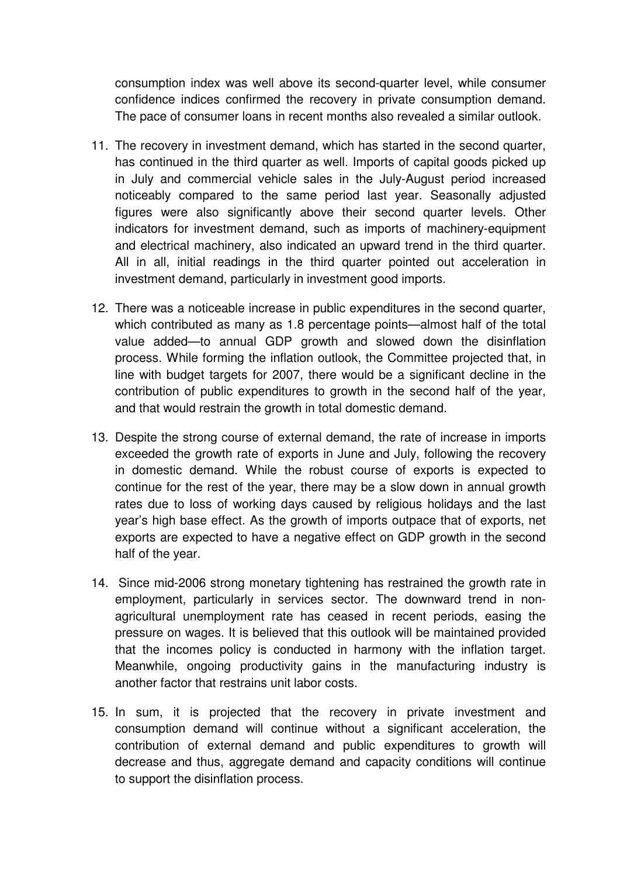consumption index was well above its second-quarter level, while consumer confidence indices confirmed the recovery in private consumption demand. The pace of consumer loans in recent months also revealed a similar outlook.

11. The recovery in investment demand, which has started in the second quarter, has continued in the third quarter as well. Imports of capital goods picked up in July and commercial vehicle sales in the July-August period increased noticeably compared to the same period last year. Seasonally adjusted figures were also significantly above their second quarter levels. Other indicators for investment demand, such as imports of machinery-equipment and electrical machinery, also indicated an upward trend in the third quarter. All in all, initial readings in the third quarter pointed out acceleration in investment demand, particularly in investment good imports.

12. There was a noticeable increase in public expenditures in the second quarter, which contributed as many as 1.8 percentage points—almost half of the total value added—to annual GDP growth and slowed down the disinflation process. While forming the inflation outlook, the Committee projected that, in line with budget targets for 2007, there would be a significant decline in the contribution of public expenditures to growth in the second half of the year, and that would restrain the growth in total domestic demand.

13. Despite the strong course of external demand, the rate of increase in imports exceeded the growth rate of exports in June and July, following the recovery in domestic demand. While the robust course of exports is expected to continue for the rest of the year, there may be a slow down in annual growth rates due to loss of working days caused by religious holidays and the last year's high base effect. As the growth of imports outpace that of exports, net exports are expected to have a negative effect on GDP growth in the second half of the year.

14. Since mid-2006 strong monetary tightening has restrained the growth rate in employment, particularly in services sector. The downward trend in non-agricultural unemployment rate has ceased in recent periods, easing the pressure on wages. It is believed that this outlook will be maintained provided that the incomes policy is conducted in harmony with the inflation target. Meanwhile, ongoing productivity gains in the manufacturing industry is another factor that restrains unit labor costs.

15. In sum, it is projected that the recovery in private investment and consumption demand will continue without a significant acceleration, the contribution of external demand and public expenditures to growth will decrease and thus, aggregate demand and capacity conditions will continue to support the disinflation process.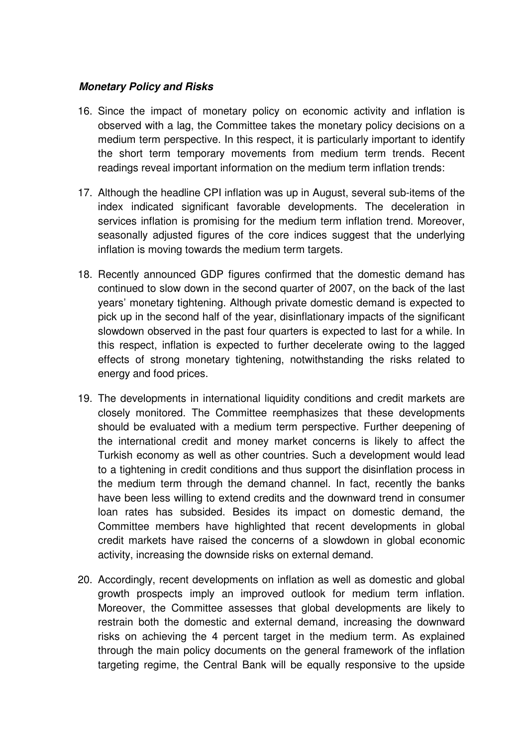***Monetary Policy and Risks***

16. Since the impact of monetary policy on economic activity and inflation is observed with a lag, the Committee takes the monetary policy decisions on a medium term perspective. In this respect, it is particularly important to identify the short term temporary movements from medium term trends. Recent readings reveal important information on the medium term inflation trends:

17. Although the headline CPI inflation was up in August, several sub-items of the index indicated significant favorable developments. The deceleration in services inflation is promising for the medium term inflation trend. Moreover, seasonally adjusted figures of the core indices suggest that the underlying inflation is moving towards the medium term targets.

18. Recently announced GDP figures confirmed that the domestic demand has continued to slow down in the second quarter of 2007, on the back of the last years' monetary tightening. Although private domestic demand is expected to pick up in the second half of the year, disinflationary impacts of the significant slowdown observed in the past four quarters is expected to last for a while. In this respect, inflation is expected to further decelerate owing to the lagged effects of strong monetary tightening, notwithstanding the risks related to energy and food prices.

19. The developments in international liquidity conditions and credit markets are closely monitored. The Committee reemphasizes that these developments should be evaluated with a medium term perspective. Further deepening of the international credit and money market concerns is likely to affect the Turkish economy as well as other countries. Such a development would lead to a tightening in credit conditions and thus support the disinflation process in the medium term through the demand channel. In fact, recently the banks have been less willing to extend credits and the downward trend in consumer loan rates has subsided. Besides its impact on domestic demand, the Committee members have highlighted that recent developments in global credit markets have raised the concerns of a slowdown in global economic activity, increasing the downside risks on external demand.

20. Accordingly, recent developments on inflation as well as domestic and global growth prospects imply an improved outlook for medium term inflation. Moreover, the Committee assesses that global developments are likely to restrain both the domestic and external demand, increasing the downward risks on achieving the 4 percent target in the medium term. As explained through the main policy documents on the general framework of the inflation targeting regime, the Central Bank will be equally responsive to the upside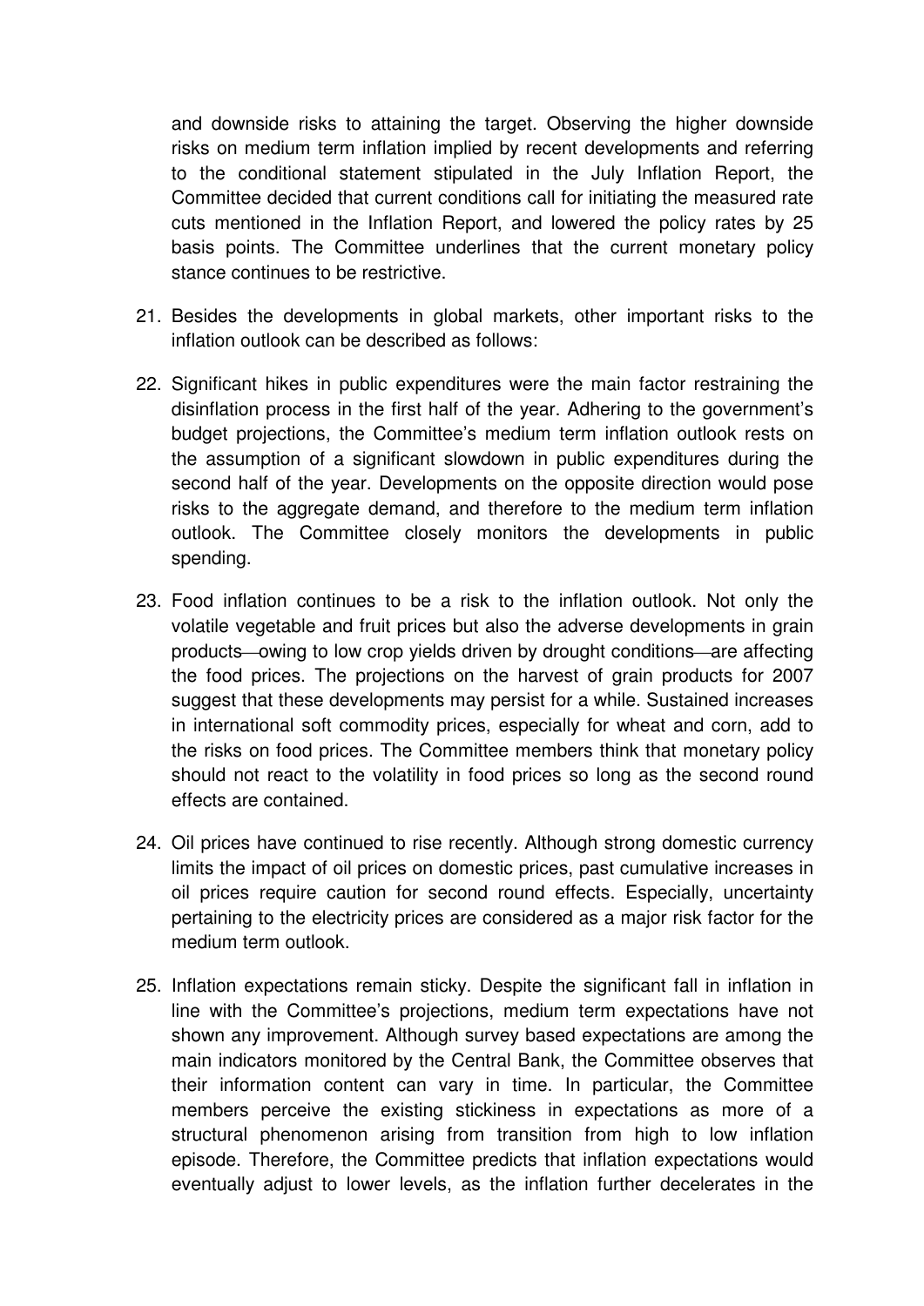and downside risks to attaining the target. Observing the higher downside risks on medium term inflation implied by recent developments and referring to the conditional statement stipulated in the July Inflation Report, the Committee decided that current conditions call for initiating the measured rate cuts mentioned in the Inflation Report, and lowered the policy rates by 25 basis points. The Committee underlines that the current monetary policy stance continues to be restrictive.

21. Besides the developments in global markets, other important risks to the inflation outlook can be described as follows:

22. Significant hikes in public expenditures were the main factor restraining the disinflation process in the first half of the year. Adhering to the government's budget projections, the Committee's medium term inflation outlook rests on the assumption of a significant slowdown in public expenditures during the second half of the year. Developments on the opposite direction would pose risks to the aggregate demand, and therefore to the medium term inflation outlook. The Committee closely monitors the developments in public spending.

23. Food inflation continues to be a risk to the inflation outlook. Not only the volatile vegetable and fruit prices but also the adverse developments in grain products—owing to low crop yields driven by drought conditions—are affecting the food prices. The projections on the harvest of grain products for 2007 suggest that these developments may persist for a while. Sustained increases in international soft commodity prices, especially for wheat and corn, add to the risks on food prices. The Committee members think that monetary policy should not react to the volatility in food prices so long as the second round effects are contained.

24. Oil prices have continued to rise recently. Although strong domestic currency limits the impact of oil prices on domestic prices, past cumulative increases in oil prices require caution for second round effects. Especially, uncertainty pertaining to the electricity prices are considered as a major risk factor for the medium term outlook.

25. Inflation expectations remain sticky. Despite the significant fall in inflation in line with the Committee's projections, medium term expectations have not shown any improvement. Although survey based expectations are among the main indicators monitored by the Central Bank, the Committee observes that their information content can vary in time. In particular, the Committee members perceive the existing stickiness in expectations as more of a structural phenomenon arising from transition from high to low inflation episode. Therefore, the Committee predicts that inflation expectations would eventually adjust to lower levels, as the inflation further decelerates in the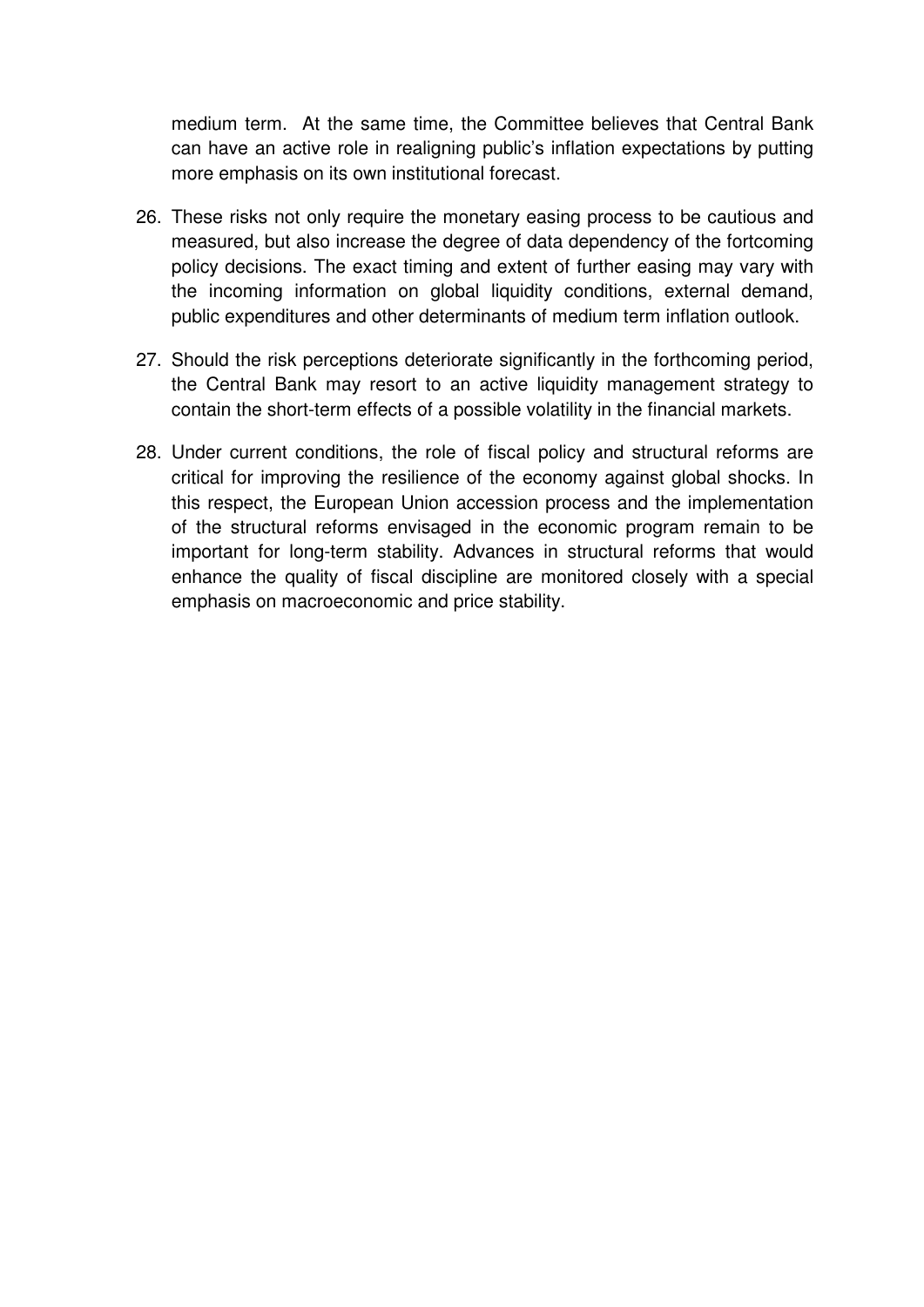medium term. At the same time, the Committee believes that Central Bank can have an active role in realigning public's inflation expectations by putting more emphasis on its own institutional forecast.

26. These risks not only require the monetary easing process to be cautious and measured, but also increase the degree of data dependency of the fortcoming policy decisions. The exact timing and extent of further easing may vary with the incoming information on global liquidity conditions, external demand, public expenditures and other determinants of medium term inflation outlook.

27. Should the risk perceptions deteriorate significantly in the forthcoming period, the Central Bank may resort to an active liquidity management strategy to contain the short-term effects of a possible volatility in the financial markets.

28. Under current conditions, the role of fiscal policy and structural reforms are critical for improving the resilience of the economy against global shocks. In this respect, the European Union accession process and the implementation of the structural reforms envisaged in the economic program remain to be important for long-term stability. Advances in structural reforms that would enhance the quality of fiscal discipline are monitored closely with a special emphasis on macroeconomic and price stability.